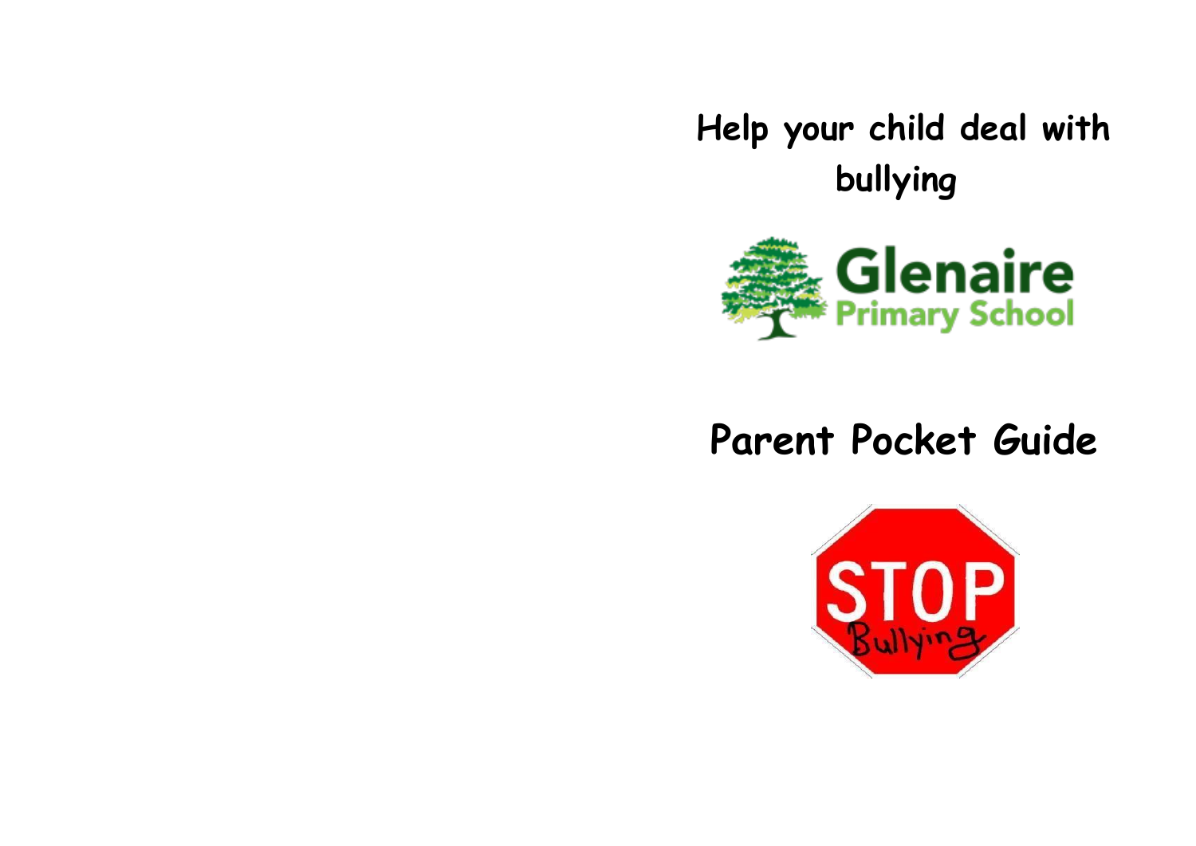# Help your child deal with bullying

Glenaire Primary School

# Parent Pocket Guide

STOP Bullying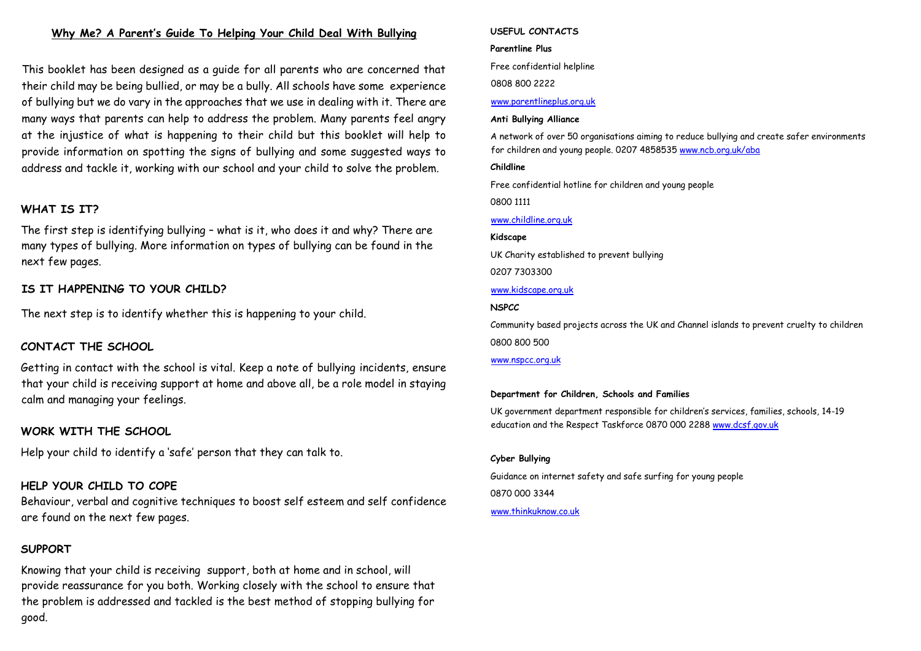## Why Me? A Parent's Guide To Helping Your Child Deal With Bullying

This booklet has been designed as a guide for all parents who are concerned that their child may be being bullied, or may be a bully. All schools have some experience of bullying but we do vary in the approaches that we use in dealing with it. There are many ways that parents can help to address the problem. Many parents feel angry at the injustice of what is happening to their child but this booklet will help to provide information on spotting the signs of bullying and some suggested ways to address and tackle it, working with our school and your child to solve the problem.

### WHAT IS IT?

The first step is identifying bullying – what is it, who does it and why? There are many types of bullying. More information on types of bullying can be found in the next few pages.

### IS IT HAPPENING TO YOUR CHILD?

The next step is to identify whether this is happening to your child.

### CONTACT THE SCHOOL

Getting in contact with the school is vital. Keep a note of bullying incidents, ensure that your child is receiving support at home and above all, be a role model in staying calm and managing your feelings.

### WORK WITH THE SCHOOL

Help your child to identify a 'safe' person that they can talk to.

### HELP YOUR CHILD TO COPE

Behaviour, verbal and cognitive techniques to boost self esteem and self confidence are found on the next few pages.

### SUPPORT

Knowing that your child is receiving support, both at home and in school, will provide reassurance for you both. Working closely with the school to ensure that the problem is addressed and tackled is the best method of stopping bullying for good.

### USEFUL CONTACTS

**Parentline Plus**

Free confidential helpline

0808 800 2222

www.parentlineplus.org.uk

**Anti Bullying Alliance**

A network of over 50 organisations aiming to reduce bullying and create safer environments for children and young people. 0207 4858535 www.ncb.org.uk/aba

**Childline**

Free confidential hotline for children and young people

0800 1111

www.childline.org.uk

**Kidscape**

UK Charity established to prevent bullying

0207 7303300

www.kidscape.org.uk

**NSPCC**

Community based projects across the UK and Channel islands to prevent cruelty to children

0800 800 500

www.nspcc.org.uk

**Department for Children, Schools and Families**

UK government department responsible for children's services, families, schools, 14-19 education and the Respect Taskforce 0870 000 2288 www.dcsf.gov.uk

**Cyber Bullying**

Guidance on internet safety and safe surfing for young people

0870 000 3344

www.thinkuknow.co.uk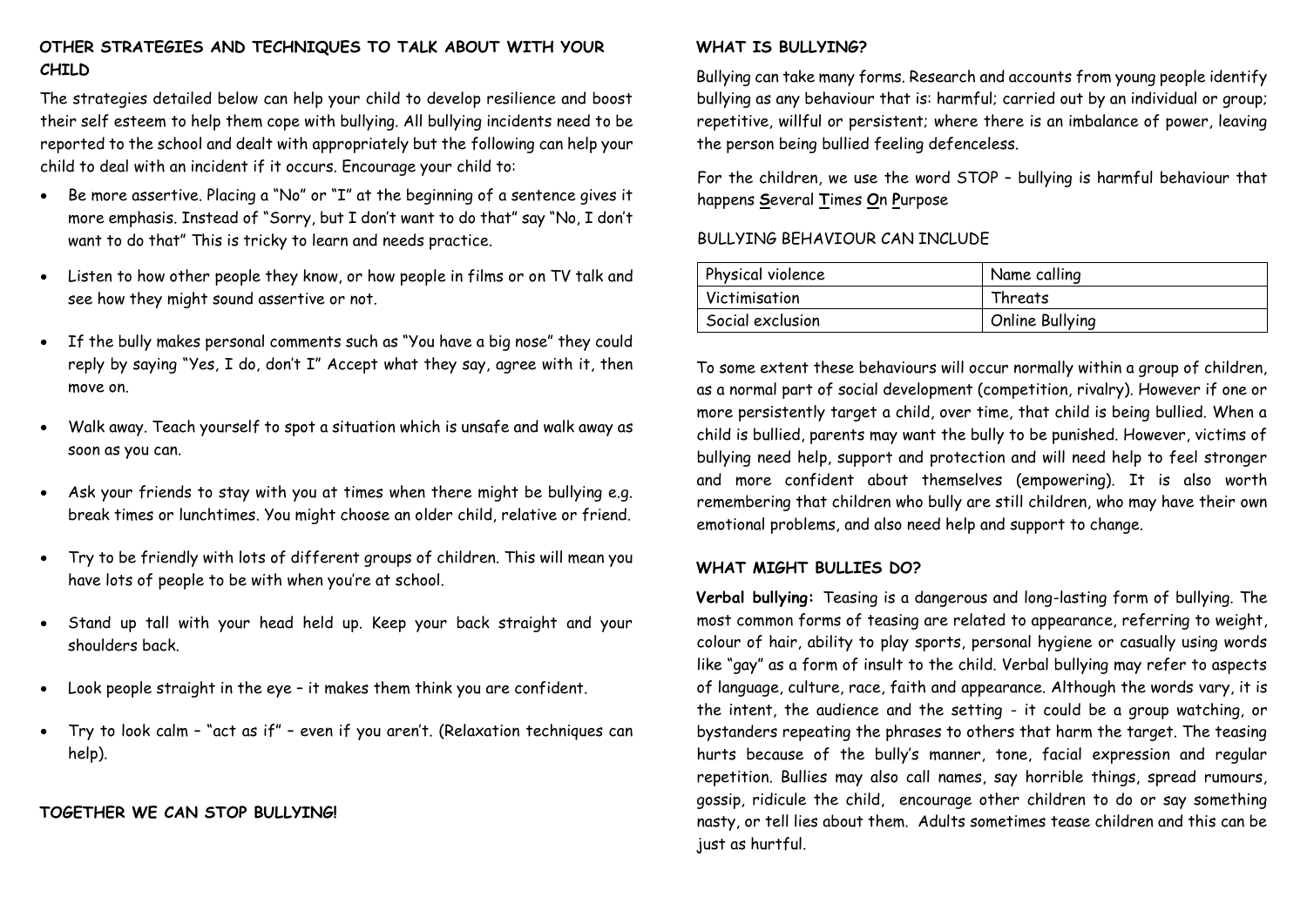## OTHER STRATEGIES AND TECHNIQUES TO TALK ABOUT WITH YOUR CHILD

The strategies detailed below can help your child to develop resilience and boost their self esteem to help them cope with bullying. All bullying incidents need to be reported to the school and dealt with appropriately but the following can help your child to deal with an incident if it occurs. Encourage your child to:

- Be more assertive. Placing a "No" or "I" at the beginning of a sentence gives it more emphasis. Instead of "Sorry, but I don't want to do that" say "No, I don't want to do that" This is tricky to learn and needs practice.
- Listen to how other people they know, or how people in films or on TV talk and see how they might sound assertive or not.
- If the bully makes personal comments such as "You have a big nose" they could reply by saying "Yes, I do, don't I" Accept what they say, agree with it, then move on.
- Walk away. Teach yourself to spot a situation which is unsafe and walk away as soon as you can.
- Ask your friends to stay with you at times when there might be bullying e.g. break times or lunchtimes. You might choose an older child, relative or friend.
- Try to be friendly with lots of different groups of children. This will mean you have lots of people to be with when you're at school.
- Stand up tall with your head held up. Keep your back straight and your shoulders back.
- Look people straight in the eye – it makes them think you are confident.
- Try to look calm – "act as if" – even if you aren't. (Relaxation techniques can help).

**TOGETHER WE CAN STOP BULLYING!**

## WHAT IS BULLYING?

Bullying can take many forms. Research and accounts from young people identify bullying as any behaviour that is: harmful; carried out by an individual or group; repetitive, willful or persistent; where there is an imbalance of power, leaving the person being bullied feeling defenceless.

For the children, we use the word STOP – bullying is harmful behaviour that happens **S**everal **T**imes **O**n **P**urpose

BULLYING BEHAVIOUR CAN INCLUDE

| Physical violence | Name calling |
|---|---|
| Victimisation | Threats |
| Social exclusion | Online Bullying |

To some extent these behaviours will occur normally within a group of children, as a normal part of social development (competition, rivalry). However if one or more persistently target a child, over time, that child is being bullied. When a child is bullied, parents may want the bully to be punished. However, victims of bullying need help, support and protection and will need help to feel stronger and more confident about themselves (empowering). It is also worth remembering that children who bully are still children, who may have their own emotional problems, and also need help and support to change.

## WHAT MIGHT BULLIES DO?

**Verbal bullying:** Teasing is a dangerous and long-lasting form of bullying. The most common forms of teasing are related to appearance, referring to weight, colour of hair, ability to play sports, personal hygiene or casually using words like "gay" as a form of insult to the child. Verbal bullying may refer to aspects of language, culture, race, faith and appearance. Although the words vary, it is the intent, the audience and the setting - it could be a group watching, or bystanders repeating the phrases to others that harm the target. The teasing hurts because of the bully's manner, tone, facial expression and regular repetition. Bullies may also call names, say horrible things, spread rumours, gossip, ridicule the child, encourage other children to do or say something nasty, or tell lies about them. Adults sometimes tease children and this can be just as hurtful.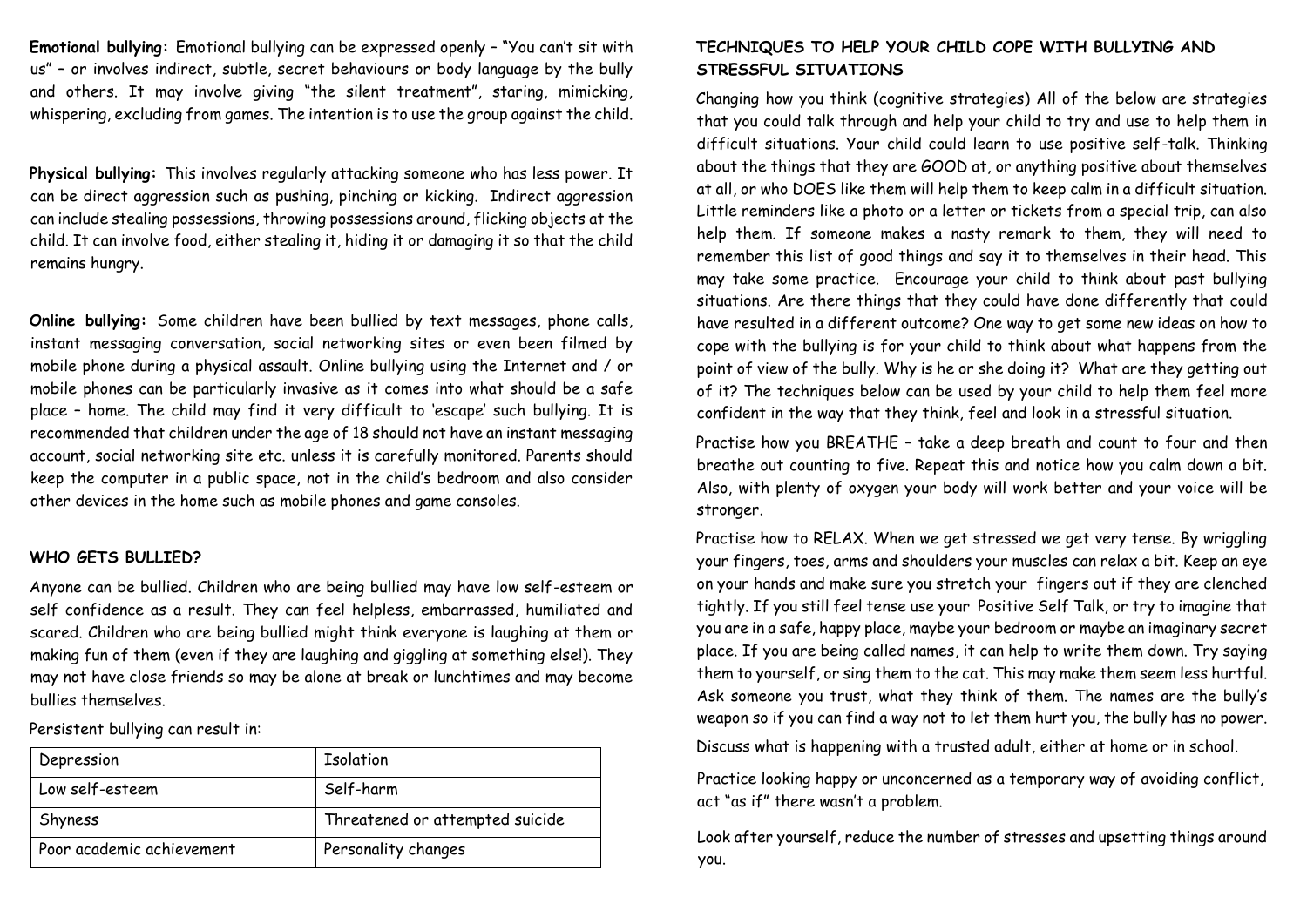**Emotional bullying:** Emotional bullying can be expressed openly – "You can't sit with us" – or involves indirect, subtle, secret behaviours or body language by the bully and others. It may involve giving "the silent treatment", staring, mimicking, whispering, excluding from games. The intention is to use the group against the child.

**Physical bullying:** This involves regularly attacking someone who has less power. It can be direct aggression such as pushing, pinching or kicking. Indirect aggression can include stealing possessions, throwing possessions around, flicking objects at the child. It can involve food, either stealing it, hiding it or damaging it so that the child remains hungry.

**Online bullying:** Some children have been bullied by text messages, phone calls, instant messaging conversation, social networking sites or even been filmed by mobile phone during a physical assault. Online bullying using the Internet and / or mobile phones can be particularly invasive as it comes into what should be a safe place – home. The child may find it very difficult to 'escape' such bullying. It is recommended that children under the age of 18 should not have an instant messaging account, social networking site etc. unless it is carefully monitored. Parents should keep the computer in a public space, not in the child's bedroom and also consider other devices in the home such as mobile phones and game consoles.

## WHO GETS BULLIED?

Anyone can be bullied. Children who are being bullied may have low self-esteem or self confidence as a result. They can feel helpless, embarrassed, humiliated and scared. Children who are being bullied might think everyone is laughing at them or making fun of them (even if they are laughing and giggling at something else!). They may not have close friends so may be alone at break or lunchtimes and may become bullies themselves.

Persistent bullying can result in:

| Depression | Isolation |
|---|---|
| Low self-esteem | Self-harm |
| Shyness | Threatened or attempted suicide |
| Poor academic achievement | Personality changes |

## TECHNIQUES TO HELP YOUR CHILD COPE WITH BULLYING AND STRESSFUL SITUATIONS

Changing how you think (cognitive strategies) All of the below are strategies that you could talk through and help your child to try and use to help them in difficult situations. Your child could learn to use positive self-talk. Thinking about the things that they are GOOD at, or anything positive about themselves at all, or who DOES like them will help them to keep calm in a difficult situation. Little reminders like a photo or a letter or tickets from a special trip, can also help them. If someone makes a nasty remark to them, they will need to remember this list of good things and say it to themselves in their head. This may take some practice. Encourage your child to think about past bullying situations. Are there things that they could have done differently that could have resulted in a different outcome? One way to get some new ideas on how to cope with the bullying is for your child to think about what happens from the point of view of the bully. Why is he or she doing it? What are they getting out of it? The techniques below can be used by your child to help them feel more confident in the way that they think, feel and look in a stressful situation.

Practise how you BREATHE – take a deep breath and count to four and then breathe out counting to five. Repeat this and notice how you calm down a bit. Also, with plenty of oxygen your body will work better and your voice will be stronger.

Practise how to RELAX. When we get stressed we get very tense. By wriggling your fingers, toes, arms and shoulders your muscles can relax a bit. Keep an eye on your hands and make sure you stretch your fingers out if they are clenched tightly. If you still feel tense use your Positive Self Talk, or try to imagine that you are in a safe, happy place, maybe your bedroom or maybe an imaginary secret place. If you are being called names, it can help to write them down. Try saying them to yourself, or sing them to the cat. This may make them seem less hurtful. Ask someone you trust, what they think of them. The names are the bully's weapon so if you can find a way not to let them hurt you, the bully has no power.

Discuss what is happening with a trusted adult, either at home or in school.

Practice looking happy or unconcerned as a temporary way of avoiding conflict, act "as if" there wasn't a problem.

Look after yourself, reduce the number of stresses and upsetting things around you.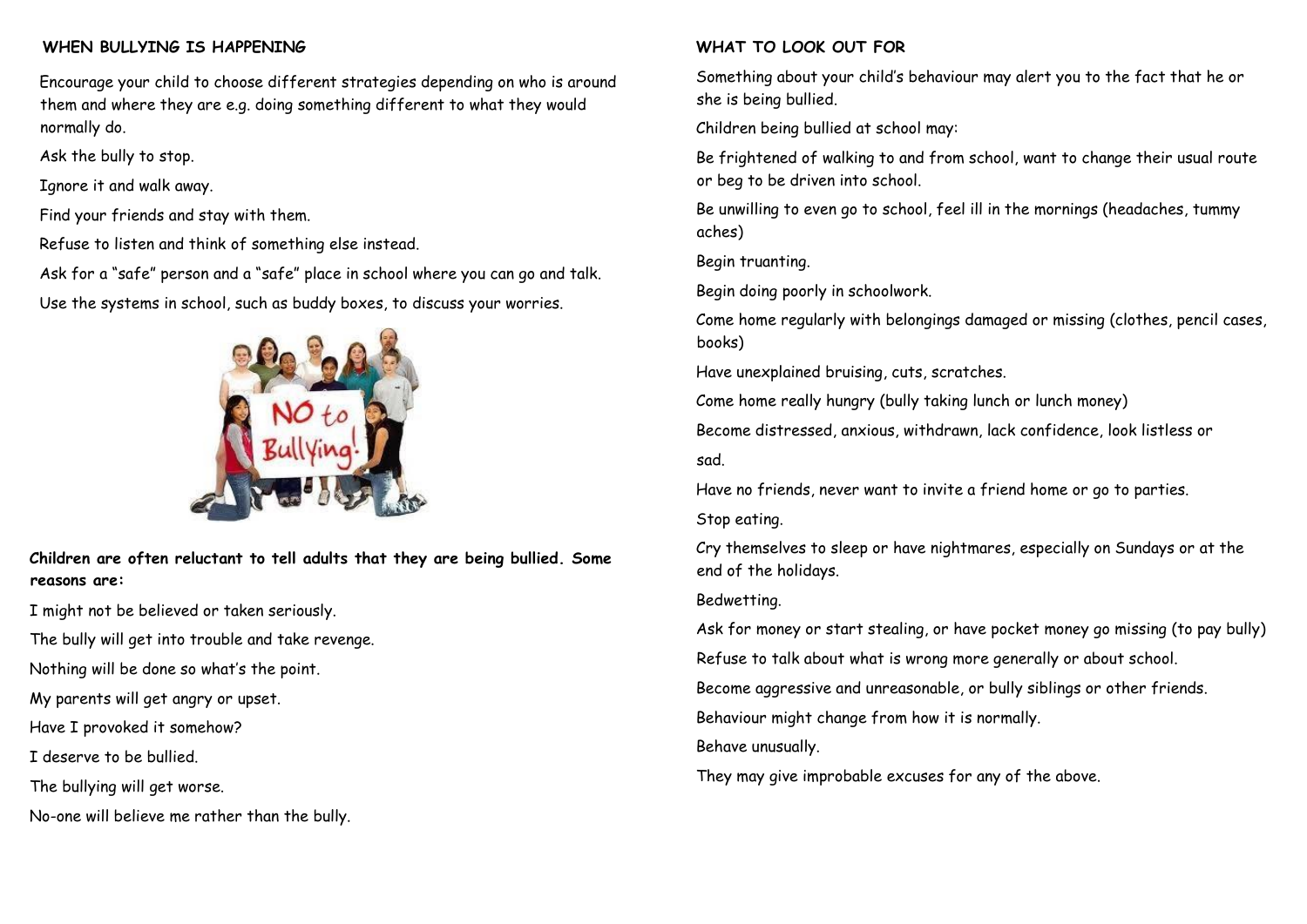## WHEN BULLYING IS HAPPENING

Encourage your child to choose different strategies depending on who is around them and where they are e.g. doing something different to what they would normally do.

Ask the bully to stop.

Ignore it and walk away.

Find your friends and stay with them.

Refuse to listen and think of something else instead.

Ask for a "safe" person and a "safe" place in school where you can go and talk.

Use the systems in school, such as buddy boxes, to discuss your worries.

**Children are often reluctant to tell adults that they are being bullied. Some reasons are:**

I might not be believed or taken seriously.

The bully will get into trouble and take revenge.

Nothing will be done so what's the point.

My parents will get angry or upset.

Have I provoked it somehow?

I deserve to be bullied.

The bullying will get worse.

No-one will believe me rather than the bully.

## WHAT TO LOOK OUT FOR

Something about your child's behaviour may alert you to the fact that he or she is being bullied.

Children being bullied at school may:

Be frightened of walking to and from school, want to change their usual route or beg to be driven into school.

Be unwilling to even go to school, feel ill in the mornings (headaches, tummy aches)

Begin truanting.

Begin doing poorly in schoolwork.

Come home regularly with belongings damaged or missing (clothes, pencil cases, books)

Have unexplained bruising, cuts, scratches.

Come home really hungry (bully taking lunch or lunch money)

Become distressed, anxious, withdrawn, lack confidence, look listless or sad.

Have no friends, never want to invite a friend home or go to parties.

Stop eating.

Cry themselves to sleep or have nightmares, especially on Sundays or at the end of the holidays.

Bedwetting.

Ask for money or start stealing, or have pocket money go missing (to pay bully)

Refuse to talk about what is wrong more generally or about school.

Become aggressive and unreasonable, or bully siblings or other friends.

Behaviour might change from how it is normally.

Behave unusually.

They may give improbable excuses for any of the above.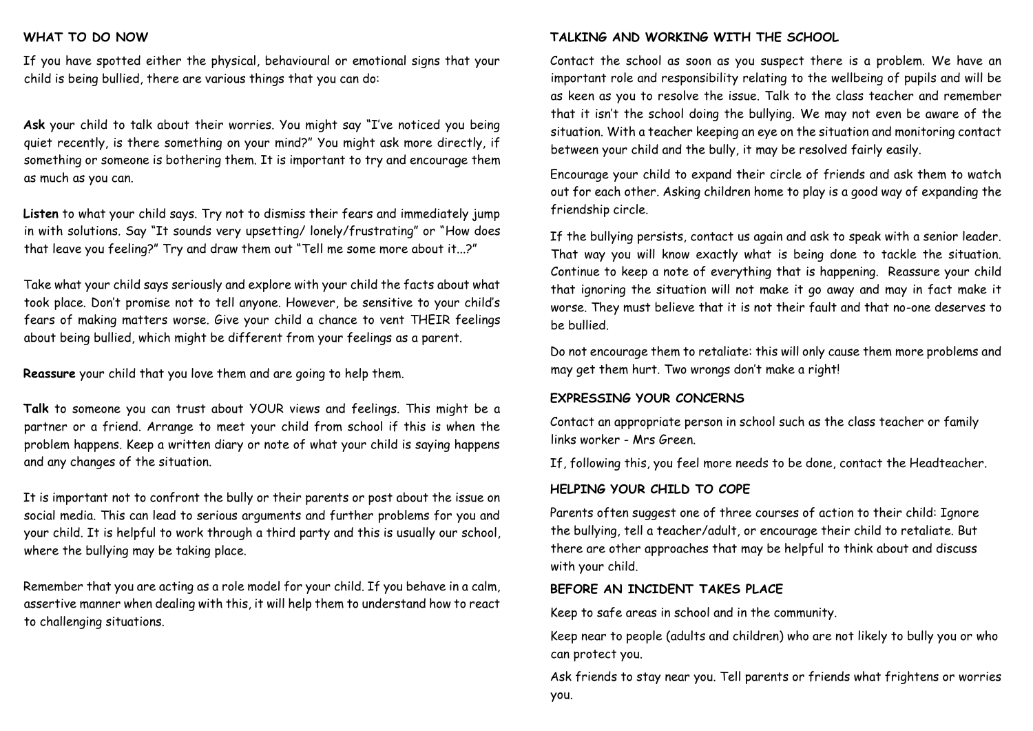## WHAT TO DO NOW

If you have spotted either the physical, behavioural or emotional signs that your child is being bullied, there are various things that you can do:

**Ask** your child to talk about their worries. You might say "I've noticed you being quiet recently, is there something on your mind?" You might ask more directly, if something or someone is bothering them. It is important to try and encourage them as much as you can.

**Listen** to what your child says. Try not to dismiss their fears and immediately jump in with solutions. Say "It sounds very upsetting/ lonely/frustrating" or "How does that leave you feeling?" Try and draw them out "Tell me some more about it...?"

Take what your child says seriously and explore with your child the facts about what took place. Don't promise not to tell anyone. However, be sensitive to your child's fears of making matters worse. Give your child a chance to vent THEIR feelings about being bullied, which might be different from your feelings as a parent.

**Reassure** your child that you love them and are going to help them.

**Talk** to someone you can trust about YOUR views and feelings. This might be a partner or a friend. Arrange to meet your child from school if this is when the problem happens. Keep a written diary or note of what your child is saying happens and any changes of the situation.

It is important not to confront the bully or their parents or post about the issue on social media. This can lead to serious arguments and further problems for you and your child. It is helpful to work through a third party and this is usually our school, where the bullying may be taking place.

Remember that you are acting as a role model for your child. If you behave in a calm, assertive manner when dealing with this, it will help them to understand how to react to challenging situations.

## TALKING AND WORKING WITH THE SCHOOL

Contact the school as soon as you suspect there is a problem. We have an important role and responsibility relating to the wellbeing of pupils and will be as keen as you to resolve the issue. Talk to the class teacher and remember that it isn't the school doing the bullying. We may not even be aware of the situation. With a teacher keeping an eye on the situation and monitoring contact between your child and the bully, it may be resolved fairly easily.

Encourage your child to expand their circle of friends and ask them to watch out for each other. Asking children home to play is a good way of expanding the friendship circle.

If the bullying persists, contact us again and ask to speak with a senior leader. That way you will know exactly what is being done to tackle the situation. Continue to keep a note of everything that is happening. Reassure your child that ignoring the situation will not make it go away and may in fact make it worse. They must believe that it is not their fault and that no-one deserves to be bullied.

Do not encourage them to retaliate: this will only cause them more problems and may get them hurt. Two wrongs don't make a right!

## EXPRESSING YOUR CONCERNS

Contact an appropriate person in school such as the class teacher or family links worker - Mrs Green.

If, following this, you feel more needs to be done, contact the Headteacher.

## HELPING YOUR CHILD TO COPE

Parents often suggest one of three courses of action to their child: Ignore the bullying, tell a teacher/adult, or encourage their child to retaliate. But there are other approaches that may be helpful to think about and discuss with your child.

## BEFORE AN INCIDENT TAKES PLACE

Keep to safe areas in school and in the community.

Keep near to people (adults and children) who are not likely to bully you or who can protect you.

Ask friends to stay near you. Tell parents or friends what frightens or worries you.